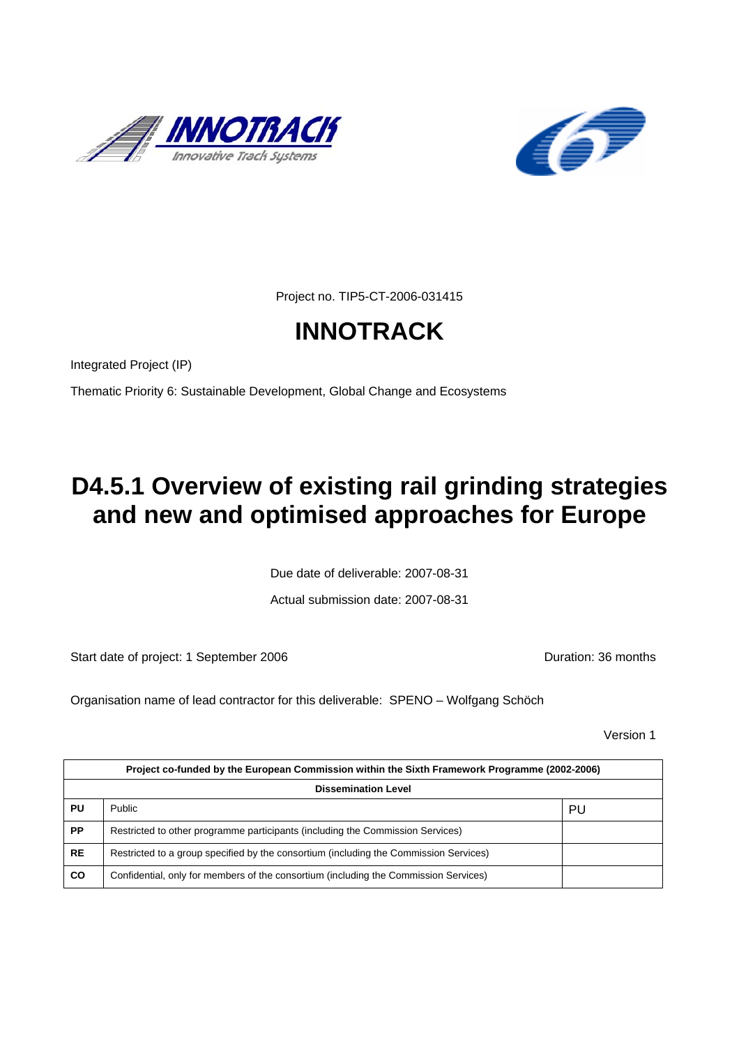Project no. TIP5-CT-2006-031415

# INNOTRACK

Integrated Project (IP)

Thematic Priority 6: Sustainable Development, Global Change and Ecosystems

# D4.5.1 Overview of existing rail grinding strategies and new and optimised approaches for Europe

Due date of deliverable: 2007-08-31

Actual submission date: 2007-08-31

Start date of project: 1 September 2006 Duration: 36 months

Organisation name of lead contractor for this deliverable: SPENO – Wolfgang Schöch

Version 1

| Project co-funded by the European Commission within the Sixth Framework Programme (2002-2006) | | |
|---|---|---|
| **Dissemination Level** | | |
| **PU** | Public | PU |
| **PP** | Restricted to other programme participants (including the Commission Services) | |
| **RE** | Restricted to a group specified by the consortium (including the Commission Services) | |
| **CO** | Confidential, only for members of the consortium (including the Commission Services) | |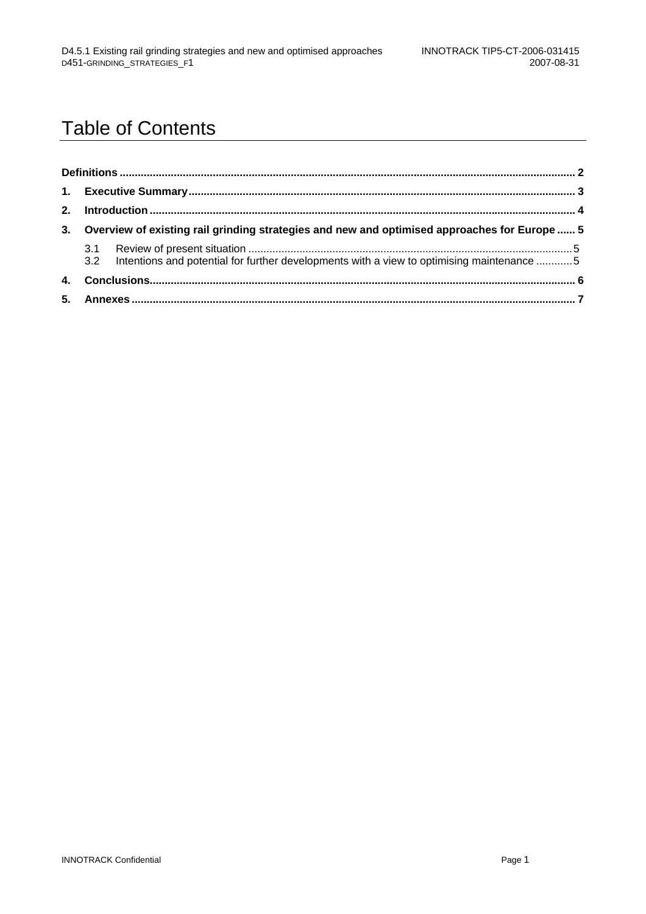# Table of Contents

**Definitions** ........................................................................................................................................... **2**

**1. Executive Summary** ........................................................................................................................ **3**

**2. Introduction** ..................................................................................................................................... **4**

**3. Overview of existing rail grinding strategies and new and optimised approaches for Europe** ...... **5**

3.1 Review of present situation ................................................................................................................5

3.2 Intentions and potential for further developments with a view to optimising maintenance ............5

**4. Conclusions** ...................................................................................................................................... **6**

**5. Annexes** ............................................................................................................................................ **7**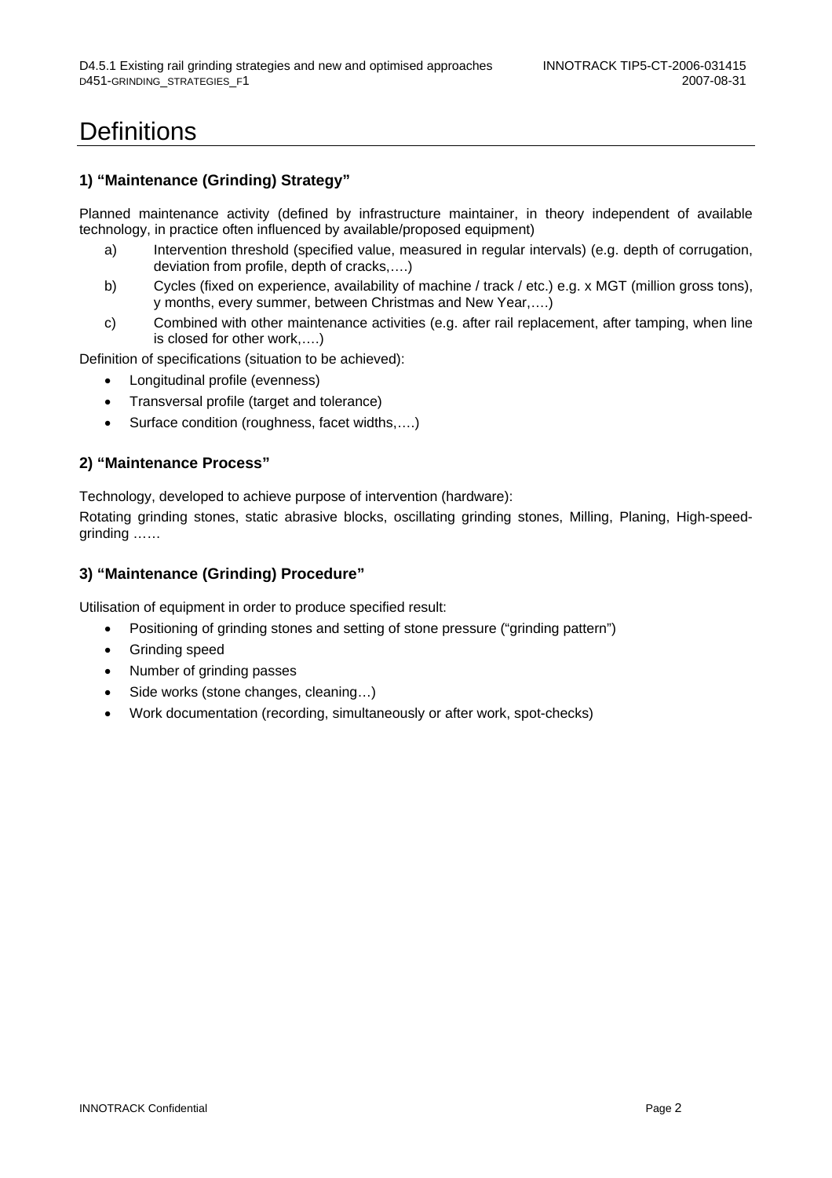# Definitions

### 1) “Maintenance (Grinding) Strategy”

Planned maintenance activity (defined by infrastructure maintainer, in theory independent of available technology, in practice often influenced by available/proposed equipment)

a) Intervention threshold (specified value, measured in regular intervals) (e.g. depth of corrugation, deviation from profile, depth of cracks,….)

b) Cycles (fixed on experience, availability of machine / track / etc.) e.g. x MGT (million gross tons), y months, every summer, between Christmas and New Year,….)

c) Combined with other maintenance activities (e.g. after rail replacement, after tamping, when line is closed for other work,….)

Definition of specifications (situation to be achieved):

- Longitudinal profile (evenness)
- Transversal profile (target and tolerance)
- Surface condition (roughness, facet widths,….)

### 2) “Maintenance Process”

Technology, developed to achieve purpose of intervention (hardware):

Rotating grinding stones, static abrasive blocks, oscillating grinding stones, Milling, Planing, High-speed-grinding ……

### 3) “Maintenance (Grinding) Procedure”

Utilisation of equipment in order to produce specified result:

- Positioning of grinding stones and setting of stone pressure (“grinding pattern”)
- Grinding speed
- Number of grinding passes
- Side works (stone changes, cleaning…)
- Work documentation (recording, simultaneously or after work, spot-checks)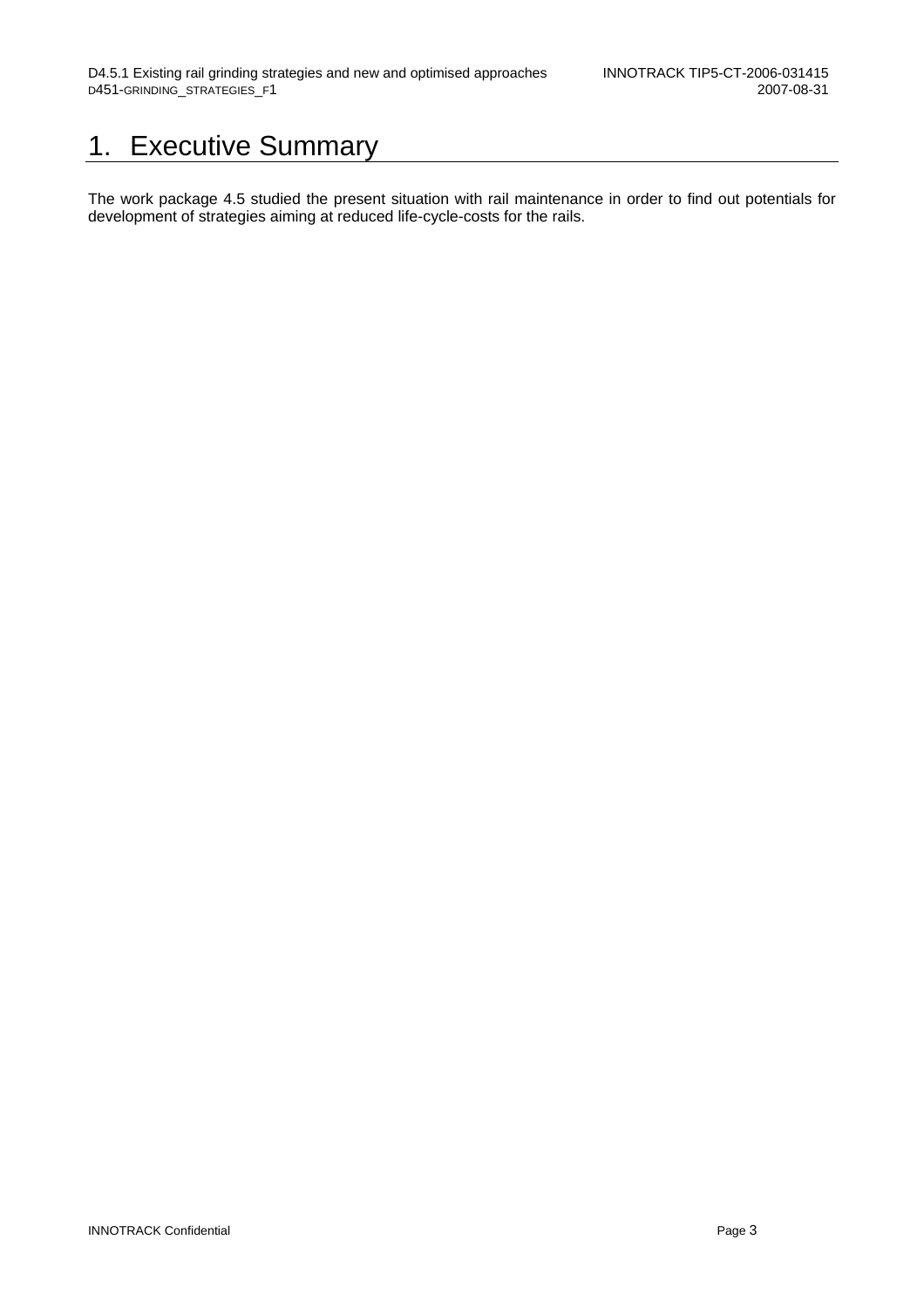# 1. Executive Summary

The work package 4.5 studied the present situation with rail maintenance in order to find out potentials for development of strategies aiming at reduced life-cycle-costs for the rails.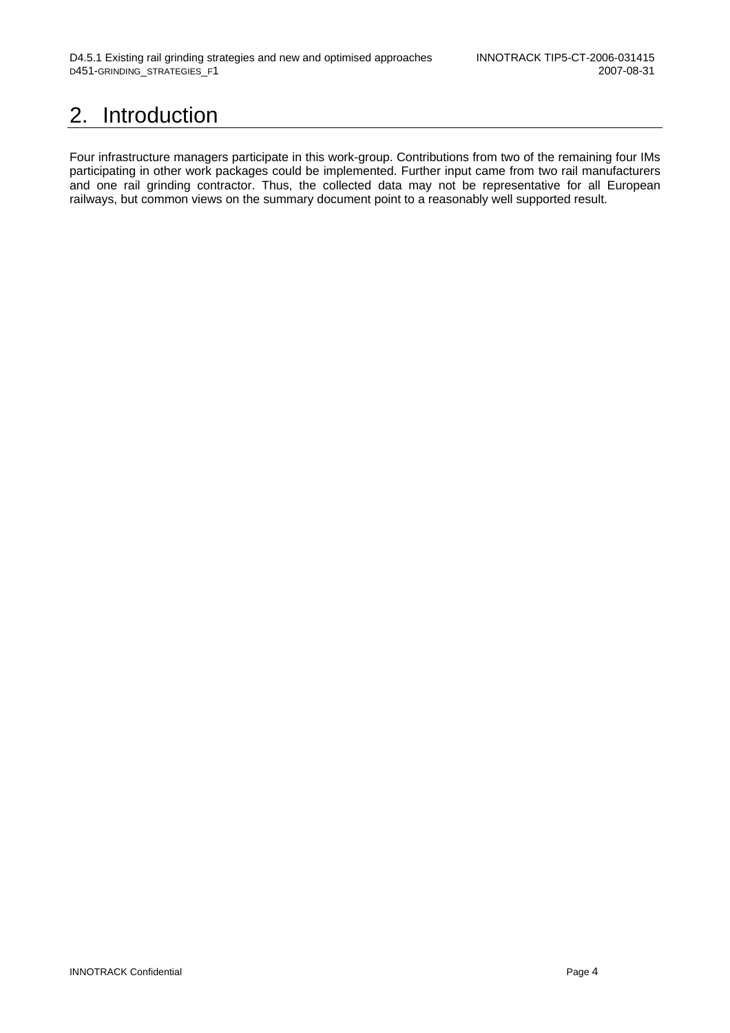# 2. Introduction

Four infrastructure managers participate in this work-group. Contributions from two of the remaining four IMs participating in other work packages could be implemented. Further input came from two rail manufacturers and one rail grinding contractor. Thus, the collected data may not be representative for all European railways, but common views on the summary document point to a reasonably well supported result.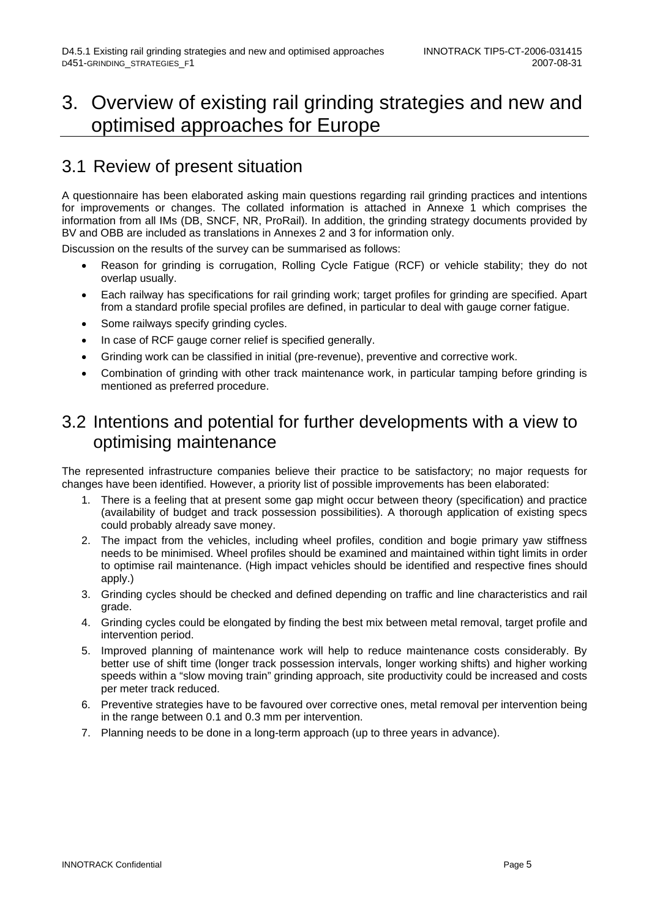# 3. Overview of existing rail grinding strategies and new and optimised approaches for Europe

## 3.1 Review of present situation

A questionnaire has been elaborated asking main questions regarding rail grinding practices and intentions for improvements or changes. The collated information is attached in Annexe 1 which comprises the information from all IMs (DB, SNCF, NR, ProRail). In addition, the grinding strategy documents provided by BV and OBB are included as translations in Annexes 2 and 3 for information only.

Discussion on the results of the survey can be summarised as follows:

- Reason for grinding is corrugation, Rolling Cycle Fatigue (RCF) or vehicle stability; they do not overlap usually.
- Each railway has specifications for rail grinding work; target profiles for grinding are specified. Apart from a standard profile special profiles are defined, in particular to deal with gauge corner fatigue.
- Some railways specify grinding cycles.
- In case of RCF gauge corner relief is specified generally.
- Grinding work can be classified in initial (pre-revenue), preventive and corrective work.
- Combination of grinding with other track maintenance work, in particular tamping before grinding is mentioned as preferred procedure.

## 3.2 Intentions and potential for further developments with a view to optimising maintenance

The represented infrastructure companies believe their practice to be satisfactory; no major requests for changes have been identified. However, a priority list of possible improvements has been elaborated:

1. There is a feeling that at present some gap might occur between theory (specification) and practice (availability of budget and track possession possibilities). A thorough application of existing specs could probably already save money.
2. The impact from the vehicles, including wheel profiles, condition and bogie primary yaw stiffness needs to be minimised. Wheel profiles should be examined and maintained within tight limits in order to optimise rail maintenance. (High impact vehicles should be identified and respective fines should apply.)
3. Grinding cycles should be checked and defined depending on traffic and line characteristics and rail grade.
4. Grinding cycles could be elongated by finding the best mix between metal removal, target profile and intervention period.
5. Improved planning of maintenance work will help to reduce maintenance costs considerably. By better use of shift time (longer track possession intervals, longer working shifts) and higher working speeds within a "slow moving train" grinding approach, site productivity could be increased and costs per meter track reduced.
6. Preventive strategies have to be favoured over corrective ones, metal removal per intervention being in the range between 0.1 and 0.3 mm per intervention.
7. Planning needs to be done in a long-term approach (up to three years in advance).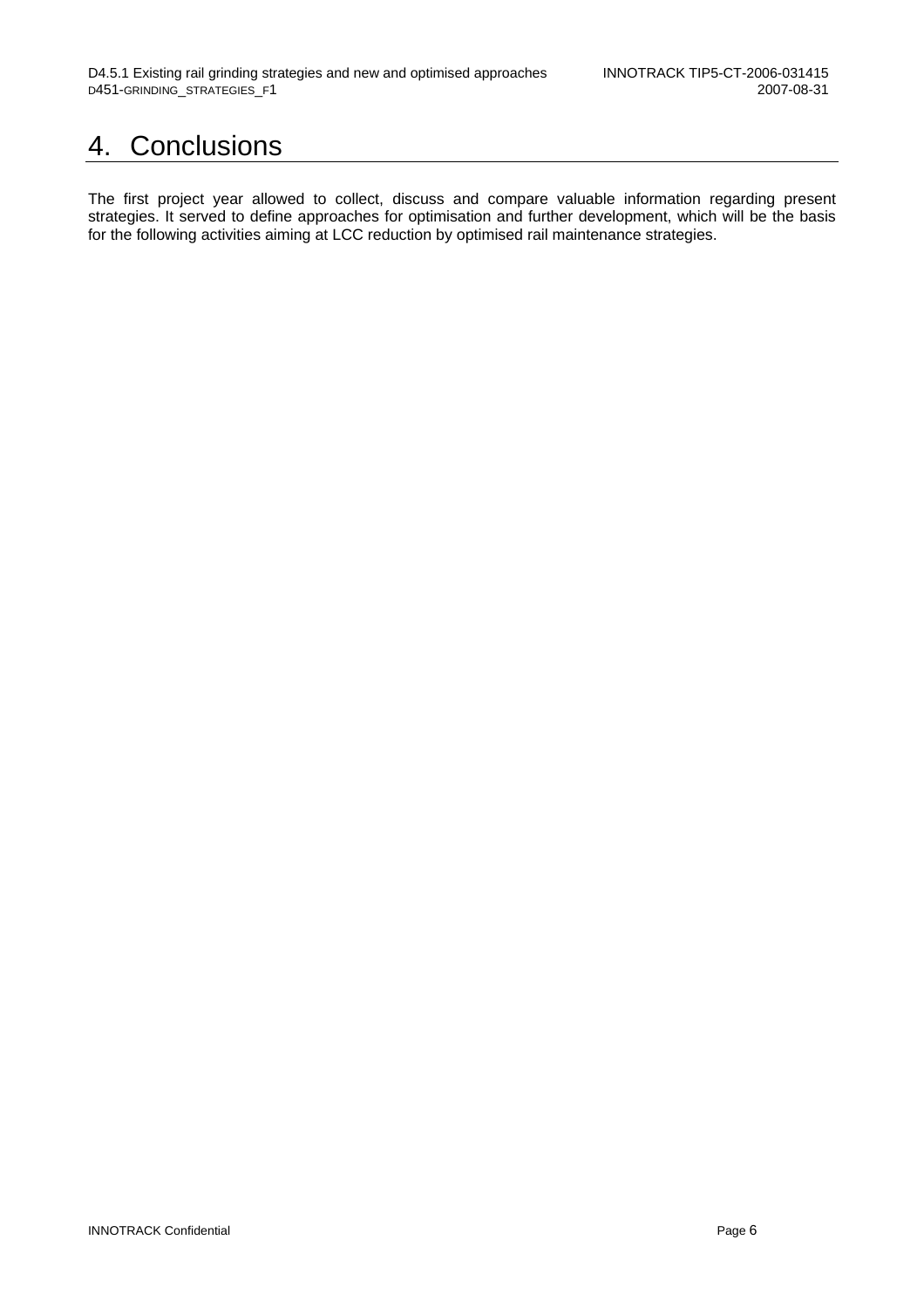# 4. Conclusions

The first project year allowed to collect, discuss and compare valuable information regarding present strategies. It served to define approaches for optimisation and further development, which will be the basis for the following activities aiming at LCC reduction by optimised rail maintenance strategies.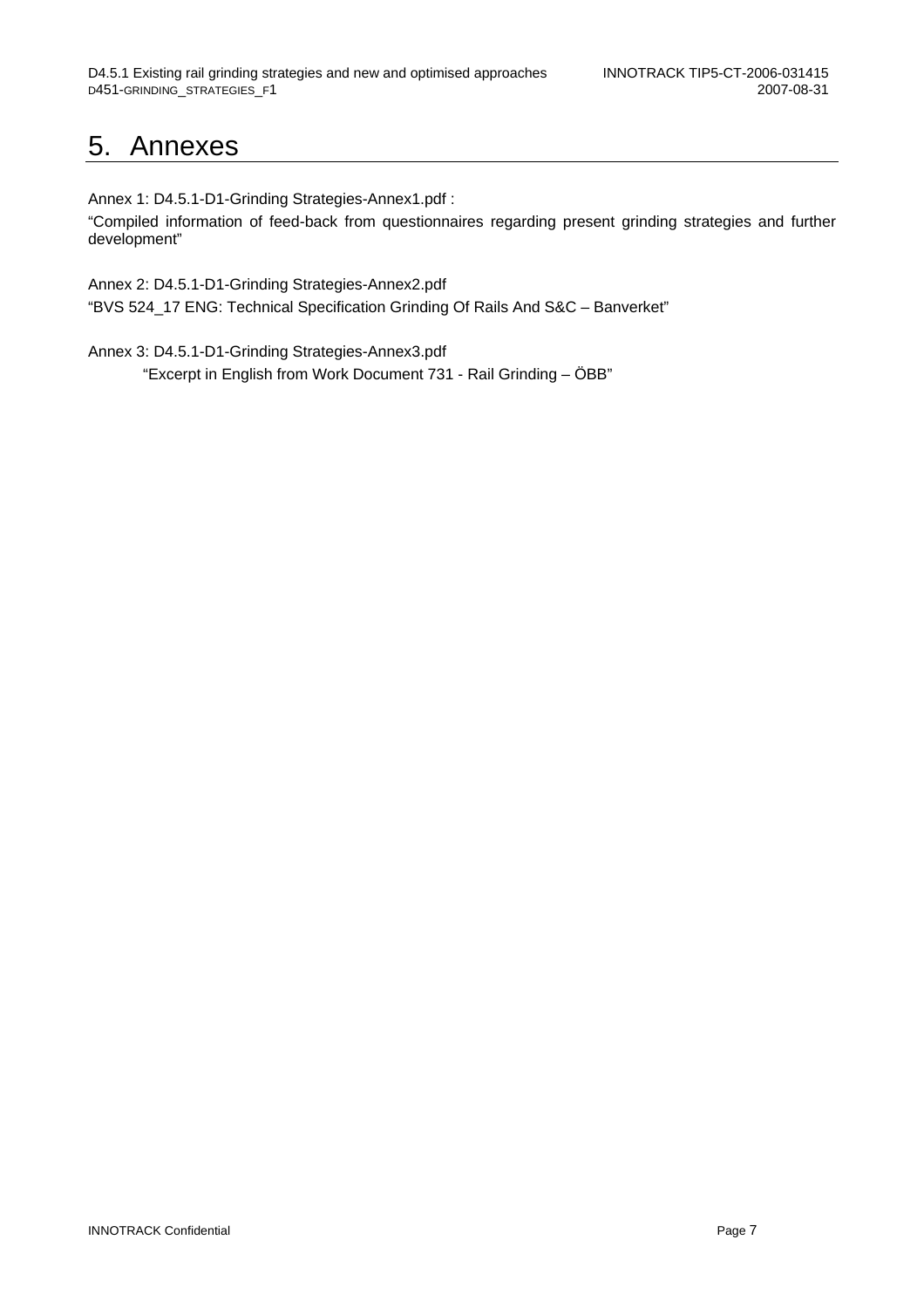# 5. Annexes

Annex 1: D4.5.1-D1-Grinding Strategies-Annex1.pdf :

"Compiled information of feed-back from questionnaires regarding present grinding strategies and further development"

Annex 2: D4.5.1-D1-Grinding Strategies-Annex2.pdf

"BVS 524_17 ENG: Technical Specification Grinding Of Rails And S&C – Banverket"

Annex 3: D4.5.1-D1-Grinding Strategies-Annex3.pdf

"Excerpt in English from Work Document 731 - Rail Grinding – ÖBB"